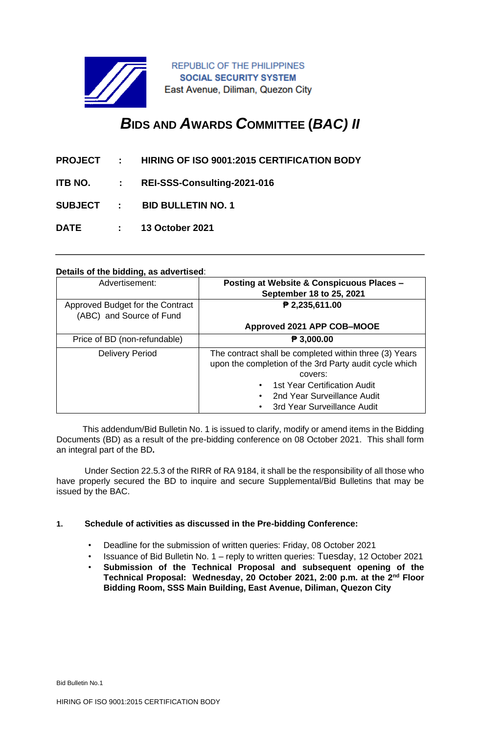REPUBLIC OF THE PHILIPPINES
**SOCIAL SECURITY SYSTEM**
East Avenue, Diliman, Quezon City

# ***B*IDS AND *A*WARDS *C*OMMITTEE (*BAC) II***

**PROJECT : HIRING OF ISO 9001:2015 CERTIFICATION BODY**

**ITB NO. : REI-SSS-Consulting-2021-016**

**SUBJECT : BID BULLETIN NO. 1**

**DATE : 13 October 2021**

---

**Details of the bidding, as advertised**:

| Advertisement: | **Posting at Website & Conspicuous Places – September 18 to 25, 2021** |
|---|---|
| Approved Budget for the Contract (ABC) and Source of Fund | **₱ 2,235,611.00**<br><br>**Approved 2021 APP COB–MOOE** |
| Price of BD (non-refundable) | **₱ 3,000.00** |
| Delivery Period | The contract shall be completed within three (3) Years upon the completion of the 3rd Party audit cycle which covers:<br>• 1st Year Certification Audit<br>• 2nd Year Surveillance Audit<br>• 3rd Year Surveillance Audit |

This addendum/Bid Bulletin No. 1 is issued to clarify, modify or amend items in the Bidding Documents (BD) as a result of the pre-bidding conference on 08 October 2021. This shall form an integral part of the BD**.**

Under Section 22.5.3 of the RIRR of RA 9184, it shall be the responsibility of all those who have properly secured the BD to inquire and secure Supplemental/Bid Bulletins that may be issued by the BAC.

**1. Schedule of activities as discussed in the Pre-bidding Conference:**

- Deadline for the submission of written queries: Friday, 08 October 2021
- Issuance of Bid Bulletin No. 1 – reply to written queries: Tuesday, 12 October 2021
- **Submission of the Technical Proposal and subsequent opening of the Technical Proposal: Wednesday, 20 October 2021, 2:00 p.m. at the 2nd Floor Bidding Room, SSS Main Building, East Avenue, Diliman, Quezon City**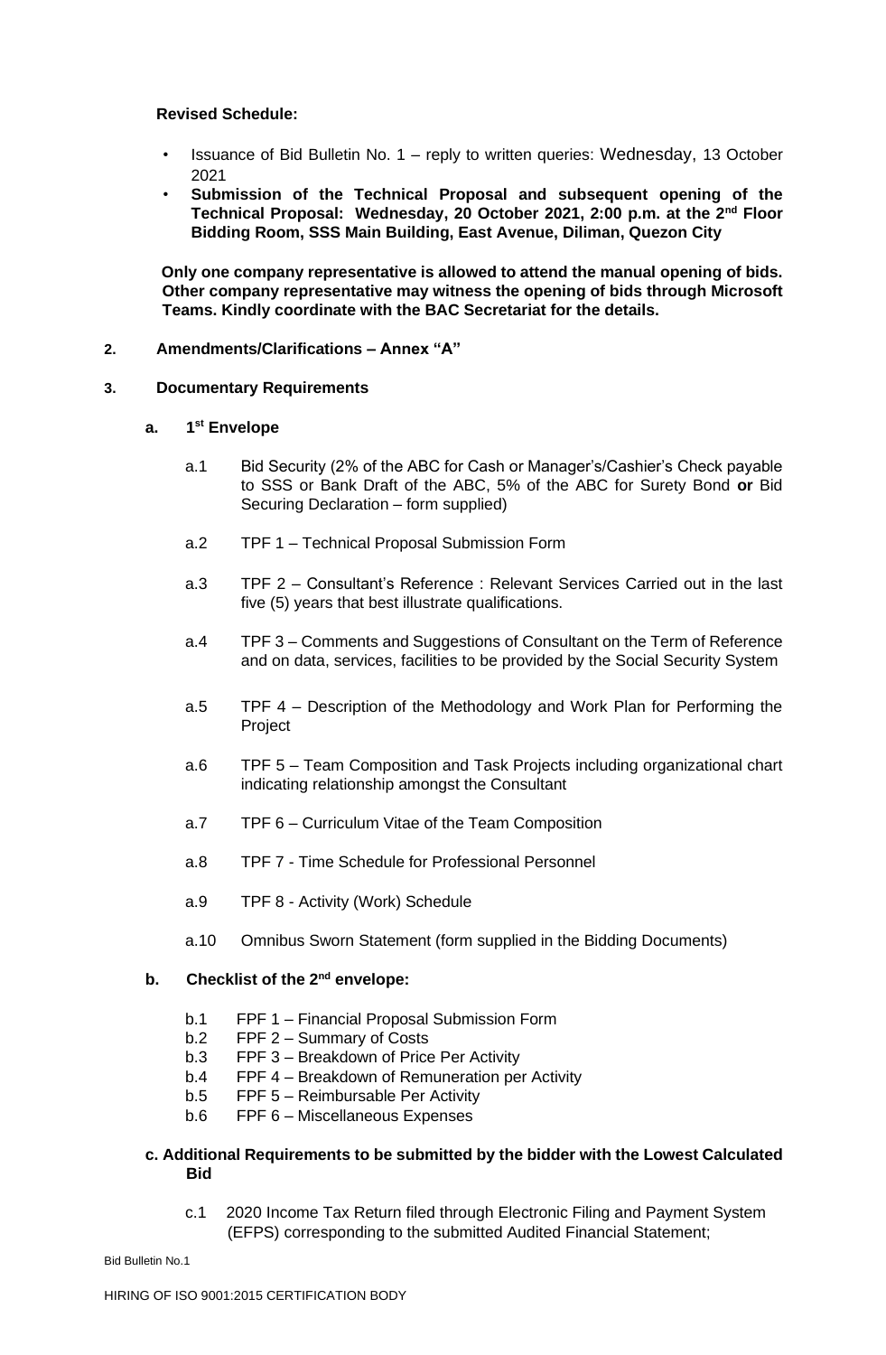**Revised Schedule:**

- Issuance of Bid Bulletin No. 1 – reply to written queries: Wednesday, 13 October 2021
- **Submission of the Technical Proposal and subsequent opening of the Technical Proposal: Wednesday, 20 October 2021, 2:00 p.m. at the 2nd Floor Bidding Room, SSS Main Building, East Avenue, Diliman, Quezon City**

**Only one company representative is allowed to attend the manual opening of bids. Other company representative may witness the opening of bids through Microsoft Teams. Kindly coordinate with the BAC Secretariat for the details.**

**2. Amendments/Clarifications – Annex "A"**

**3. Documentary Requirements**

**a. 1st Envelope**

a.1 Bid Security (2% of the ABC for Cash or Manager's/Cashier's Check payable to SSS or Bank Draft of the ABC, 5% of the ABC for Surety Bond **or** Bid Securing Declaration – form supplied)

a.2 TPF 1 – Technical Proposal Submission Form

a.3 TPF 2 – Consultant's Reference : Relevant Services Carried out in the last five (5) years that best illustrate qualifications.

a.4 TPF 3 – Comments and Suggestions of Consultant on the Term of Reference and on data, services, facilities to be provided by the Social Security System

a.5 TPF 4 – Description of the Methodology and Work Plan for Performing the Project

a.6 TPF 5 – Team Composition and Task Projects including organizational chart indicating relationship amongst the Consultant

a.7 TPF 6 – Curriculum Vitae of the Team Composition

a.8 TPF 7 - Time Schedule for Professional Personnel

a.9 TPF 8 - Activity (Work) Schedule

a.10 Omnibus Sworn Statement (form supplied in the Bidding Documents)

**b. Checklist of the 2nd envelope:**

b.1 FPF 1 – Financial Proposal Submission Form
b.2 FPF 2 – Summary of Costs
b.3 FPF 3 – Breakdown of Price Per Activity
b.4 FPF 4 – Breakdown of Remuneration per Activity
b.5 FPF 5 – Reimbursable Per Activity
b.6 FPF 6 – Miscellaneous Expenses

**c. Additional Requirements to be submitted by the bidder with the Lowest Calculated Bid**

c.1 2020 Income Tax Return filed through Electronic Filing and Payment System (EFPS) corresponding to the submitted Audited Financial Statement;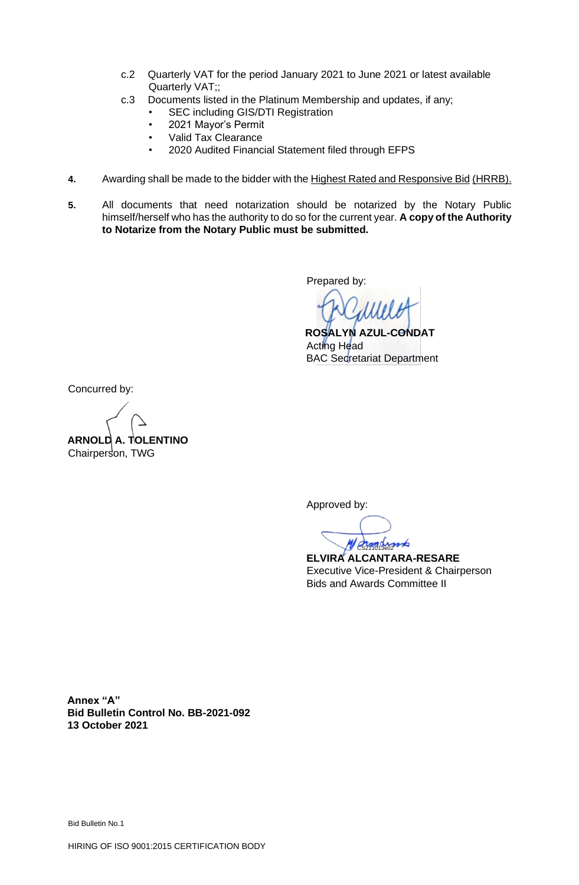c.2 Quarterly VAT for the period January 2021 to June 2021 or latest available Quarterly VAT;;

c.3 Documents listed in the Platinum Membership and updates, if any;
- SEC including GIS/DTI Registration
- 2021 Mayor's Permit
- Valid Tax Clearance
- 2020 Audited Financial Statement filed through EFPS

**4.** Awarding shall be made to the bidder with the Highest Rated and Responsive Bid (HRRB).

**5.** All documents that need notarization should be notarized by the Notary Public himself/herself who has the authority to do so for the current year. **A copy of the Authority to Notarize from the Notary Public must be submitted.**

Prepared by:

**ROSALYN AZUL-CONDAT**
Acting Head
BAC Secretariat Department

Concurred by:

**ARNOLD A. TOLENTINO**
Chairperson, TWG

Approved by:

**ELVIRA ALCANTARA-RESARE**
Executive Vice-President & Chairperson
Bids and Awards Committee II

**Annex "A"**
**Bid Bulletin Control No. BB-2021-092**
**13 October 2021**